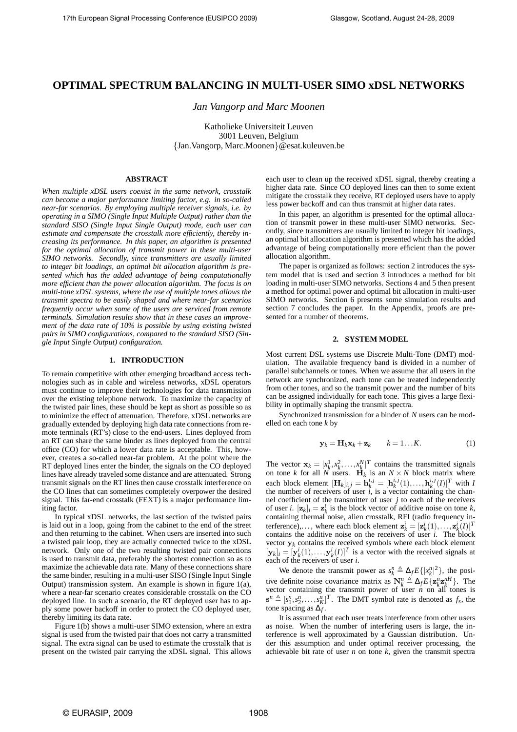# OPTIMAL SPECTRUM BALANCING IN MULTI-USER SIMO xDSL NETWORKS

*Jan Vangorp and Marc Moonen*

Katholieke Universiteit Leuven
3001 Leuven, Belgium
{Jan.Vangorp, Marc.Moonen}@esat.kuleuven.be

## ABSTRACT

*When multiple xDSL users coexist in the same network, crosstalk can become a major performance limiting factor, e.g. in so-called near-far scenarios. By employing multiple receiver signals, i.e. by operating in a SIMO (Single Input Multiple Output) rather than the standard SISO (Single Input Single Output) mode, each user can estimate and compensate the crosstalk more efficiently, thereby increasing its performance. In this paper, an algorithm is presented for the optimal allocation of transmit power in these multi-user SIMO networks. Secondly, since transmitters are usually limited to integer bit loadings, an optimal bit allocation algorithm is presented which has the added advantage of being computationally more efficient than the power allocation algorithm. The focus is on multi-tone xDSL systems, where the use of multiple tones allows the transmit spectra to be easily shaped and where near-far scenarios frequently occur when some of the users are serviced from remote terminals. Simulation results show that in these cases an improvement of the data rate of 10% is possible by using existing twisted pairs in SIMO configurations, compared to the standard SISO (Single Input Single Output) configuration.*

## 1. INTRODUCTION

To remain competitive with other emerging broadband access technologies such as in cable and wireless networks, xDSL operators must continue to improve their technologies for data transmission over the existing telephone network. To maximize the capacity of the twisted pair lines, these should be kept as short as possible so as to minimize the effect of attenuation. Therefore, xDSL networks are gradually extended by deploying high data rate connections from remote terminals (RT's) close to the end-users. Lines deployed from an RT can share the same binder as lines deployed from the central office (CO) for which a lower data rate is acceptable. This, however, creates a so-called near-far problem. At the point where the RT deployed lines enter the binder, the signals on the CO deployed lines have already traveled some distance and are attenuated. Strong transmit signals on the RT lines then cause crosstalk interference on the CO lines that can sometimes completely overpower the desired signal. This far-end crosstalk (FEXT) is a major performance limiting factor.

In typical xDSL networks, the last section of the twisted pairs is laid out in a loop, going from the cabinet to the end of the street and then returning to the cabinet. When users are inserted into such a twisted pair loop, they are actually connected twice to the xDSL network. Only one of the two resulting twisted pair connections is used to transmit data, preferably the shortest connection so as to maximize the achievable data rate. Many of these connections share the same binder, resulting in a multi-user SISO (Single Input Single Output) transmission system. An example is shown in figure 1(a), where a near-far scenario creates considerable crosstalk on the CO deployed line. In such a scenario, the RT deployed user has to apply some power backoff in order to protect the CO deployed user, thereby limiting its data rate.

Figure 1(b) shows a multi-user SIMO extension, where an extra signal is used from the twisted pair that does not carry a transmitted signal. The extra signal can be used to estimate the crosstalk that is present on the twisted pair carrying the xDSL signal. This allows each user to clean up the received xDSL signal, thereby creating a higher data rate. Since CO deployed lines can then to some extent mitigate the crosstalk they receive, RT deployed users have to apply less power backoff and can thus transmit at higher data rates.

In this paper, an algorithm is presented for the optimal allocation of transmit power in these multi-user SIMO networks. Secondly, since transmitters are usually limited to integer bit loadings, an optimal bit allocation algorithm is presented which has the added advantage of being computationally more efficient than the power allocation algorithm.

The paper is organized as follows: section 2 introduces the system model that is used and section 3 introduces a method for bit loading in multi-user SIMO networks. Sections 4 and 5 then present a method for optimal power and optimal bit allocation in multi-user SIMO networks. Section 6 presents some simulation results and section 7 concludes the paper. In the Appendix, proofs are presented for a number of theorems.

## 2. SYSTEM MODEL

Most current DSL systems use Discrete Multi-Tone (DMT) modulation. The available frequency band is divided in a number of parallel subchannels or tones. When we assume that all users in the network are synchronized, each tone can be treated independently from other tones, and so the transmit power and the number of bits can be assigned individually for each tone. This gives a large flexibility in optimally shaping the transmit spectra.

Synchronized transmission for a binder of $N$ users can be modelled on each tone $k$ by

$$\mathbf{y}_k = \mathbf{H}_k \mathbf{x}_k + \mathbf{z}_k \qquad k = 1 \dots K. \tag{1}$$

The vector $\mathbf{x}_k = [x_k^1, x_k^2, \dots, x_k^N]^T$ contains the transmitted signals on tone $k$ for all $N$ users. $\mathbf{H}_k$ is an $N \times N$ block matrix where each block element $[\mathbf{H}_k]_{i,j} = \mathbf{h}_k^{i,j} = [\mathbf{h}_k^{i,j}(1), \dots, \mathbf{h}_k^{i,j}(I)]^T$ with $I$ the number of receivers of user $i$, is a vector containing the channel coefficient of the transmitter of user $j$ to each of the receivers of user $i$. $[\mathbf{z}_k]_i = \mathbf{z}_k^i$ is the block vector of additive noise on tone $k$, containing thermal noise, alien crosstalk, RFI (radio frequency interference),..., where each block element $\mathbf{z}_k^i = [\mathbf{z}_k^i(1), \dots, \mathbf{z}_k^i(I)]^T$ contains the additive noise on the receivers of user $i$. The block vector $\mathbf{y}_k$ contains the received symbols where each block element $[\mathbf{y}_k]_i = [\mathbf{y}_k^i(1), \dots, \mathbf{y}_k^i(I)]^T$ is a vector with the received signals at each of the receivers of user $i$.

We denote the transmit power as $s_k^n \triangleq \Delta_f E\{|x_k^n|^2\}$, the positive definite noise covariance matrix as $\mathbf{N}_k^n \triangleq \Delta_f E\{\mathbf{z}_k^n \mathbf{z}_k^{nH}\}$. The vector containing the transmit power of user $n$ on all tones is $\mathbf{s}^n \triangleq [s_1^n, s_2^n, \dots, s_K^n]^T$. The DMT symbol rate is denoted as $f_s$, the tone spacing as $\Delta_f$.

It is assumed that each user treats interference from other users as noise. When the number of interfering users is large, the interference is well approximated by a Gaussian distribution. Under this assumption and under optimal receiver processing, the achievable bit rate of user $n$ on tone $k$, given the transmit spectra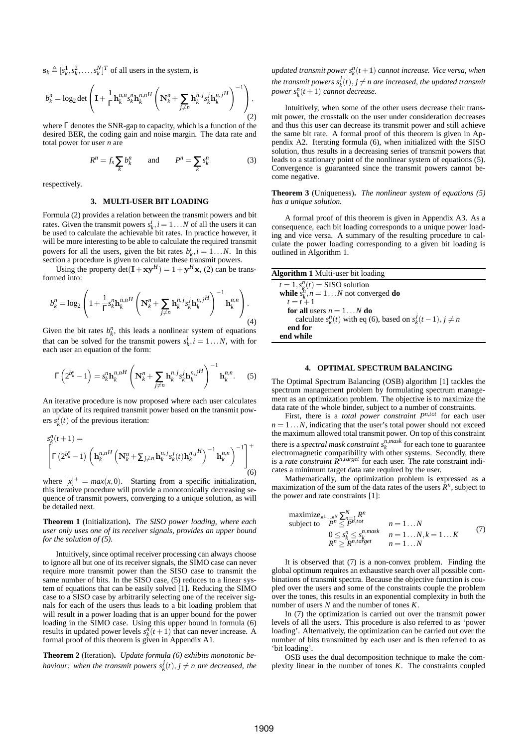$\mathbf{s}_k \triangleq [s_k^1, s_k^2, \ldots, s_k^N]^T$ of all users in the system, is

$$b_k^n = \log_2 \det \left( \mathbf{I} + \frac{1}{\Gamma} \mathbf{h}_k^{n,n} s_k^n \mathbf{h}_k^{n,nH} \left( \mathbf{N}_k^n + \sum_{j \neq n} \mathbf{h}_k^{n,j} s_k^j \mathbf{h}_k^{n,jH} \right)^{-1} \right), \tag{2}$$

where $\Gamma$ denotes the SNR-gap to capacity, which is a function of the desired BER, the coding gain and noise margin. The data rate and total power for user $n$ are

$$R^n = f_s \sum_k b_k^n \qquad \text{and} \qquad P^n = \sum_k s_k^n \tag{3}$$

respectively.

## 3. MULTI-USER BIT LOADING

Formula (2) provides a relation between the transmit powers and bit rates. Given the transmit powers $s_k^i, i = 1 \ldots N$ of all the users it can be used to calculate the achievable bit rates. In practice however, it will be more interesting to be able to calculate the required transmit powers for all the users, given the bit rates $b_k^i, i = 1 \ldots N$. In this section a procedure is given to calculate these transmit powers.

Using the property $\det(\mathbf{I} + \mathbf{x}\mathbf{y}^H) = 1 + \mathbf{y}^H \mathbf{x}$, (2) can be transformed into:

$$b_k^n = \log_2 \left( 1 + \frac{1}{\Gamma} s_k^n \mathbf{h}_k^{n,nH} \left( \mathbf{N}_k^n + \sum_{j \neq n} \mathbf{h}_k^{n,j} s_k^j \mathbf{h}_k^{n,jH} \right)^{-1} \mathbf{h}_k^{n,n} \right). \tag{4}$$

Given the bit rates $b_k^n$, this leads a nonlinear system of equations that can be solved for the transmit powers $s_k^i, i = 1 \ldots N$, with for each user an equation of the form:

$$\Gamma \left( 2^{b_k^n} - 1 \right) = s_k^n \mathbf{h}_k^{n,nH} \left( \mathbf{N}_k^n + \sum_{j \neq n} \mathbf{h}_k^{n,j} s_k^j \mathbf{h}_k^{n,jH} \right)^{-1} \mathbf{h}_k^{n,n}. \tag{5}$$

An iterative procedure is now proposed where each user calculates an update of its required transmit power based on the transmit powers $s_k^j(t)$ of the previous iteration:

$$s_k^n(t+1) = \left[ \Gamma \left( 2^{b_k^n} - 1 \right) \left( \mathbf{h}_k^{n,nH} \left( \mathbf{N}_k^n + \textstyle\sum_{j \neq n} \mathbf{h}_k^{n,j} s_k^j(t) \mathbf{h}_k^{n,jH} \right)^{-1} \mathbf{h}_k^{n,n} \right)^{-1} \right]^+ \tag{6}$$

where $[x]^+ = max(x, 0)$. Starting from a specific initialization, this iterative procedure will provide a monotonically decreasing sequence of transmit powers, converging to a unique solution, as will be detailed next.

**Theorem 1** (Initialization)**.** *The SISO power loading, where each user only uses one of its receiver signals, provides an upper bound for the solution of (5).*

Intuitively, since optimal receiver processing can always choose to ignore all but one of its receiver signals, the SIMO case can never require more transmit power than the SISO case to transmit the same number of bits. In the SISO case, (5) reduces to a linear system of equations that can be easily solved [1]. Reducing the SIMO case to a SISO case by arbitrarily selecting one of the receiver signals for each of the users thus leads to a bit loading problem that will result in a power loading that is an upper bound for the power loading in the SIMO case. Using this upper bound in formula (6) results in updated power levels $s_k^n(t+1)$ that can never increase. A formal proof of this theorem is given in Appendix A1.

**Theorem 2** (Iteration)**.** *Update formula (6) exhibits monotonic behaviour: when the transmit powers $s_k^j(t), j \neq n$ are decreased, the updated transmit power $s_k^n(t+1)$ cannot increase. Vice versa, when the transmit powers $s_k^j(t), j \neq n$ are increased, the updated transmit power $s_k^n(t+1)$ cannot decrease.*

Intuitively, when some of the other users decrease their transmit power, the crosstalk on the user under consideration decreases and thus this user can decrease its transmit power and still achieve the same bit rate. A formal proof of this theorem is given in Appendix A2. Iterating formula (6), when initialized with the SISO solution, thus results in a decreasing series of transmit powers that leads to a stationary point of the nonlinear system of equations (5). Convergence is guaranteed since the transmit powers cannot become negative.

**Theorem 3** (Uniqueness)**.** *The nonlinear system of equations (5) has a unique solution.*

A formal proof of this theorem is given in Appendix A3. As a consequence, each bit loading corresponds to a unique power loading and vice versa. A summary of the resulting procedure to calculate the power loading corresponding to a given bit loading is outlined in Algorithm 1.

**Algorithm 1** Multi-user bit loading

```
t = 1, s_k^n(t) = SISO solution
while s_k^n, n = 1...N not converged do
  t = t + 1
  for all users n = 1...N do
    calculate s_k^n(t) with eq (6), based on s_k^j(t-1), j ≠ n
  end for
end while
```

## 4. OPTIMAL SPECTRUM BALANCING

The Optimal Spectrum Balancing (OSB) algorithm [1] tackles the spectrum management problem by formulating spectrum management as an optimization problem. The objective is to maximize the data rate of the whole binder, subject to a number of constraints.

First, there is a *total power constraint* $P^{n,tot}$ for each user $n = 1 \ldots N$, indicating that the user's total power should not exceed the maximum allowed total transmit power. On top of this constraint there is a *spectral mask constraint* $s_k^{n,mask}$ for each tone to guarantee electromagnetic compatibility with other systems. Secondly, there is a *rate constraint* $R^{n,target}$ for each user. The rate constraint indicates a minimum target data rate required by the user.

Mathematically, the optimization problem is expressed as a maximization of the sum of the data rates of the users $R^n$, subject to the power and rate constraints [1]:

$$\begin{array}{lll} \text{maximize}_{\mathbf{s}^1 \ldots \mathbf{s}^N} & \sum_{n=1}^N R^n & \\ \text{subject to} & P^n \leq P^{n,tot} & n = 1 \ldots N \\ & 0 \leq s_k^n \leq s_k^{n,mask} & n = 1 \ldots N, k = 1 \ldots K \\ & R^n \geq R^{n,target} & n = 1 \ldots N \end{array} \tag{7}$$

It is observed that (7) is a non-convex problem. Finding the global optimum requires an exhaustive search over all possible combinations of transmit spectra. Because the objective function is coupled over the users and some of the constraints couple the problem over the tones, this results in an exponential complexity in both the number of users $N$ and the number of tones $K$.

In (7) the optimization is carried out over the transmit power levels of all the users. This procedure is also referred to as 'power loading'. Alternatively, the optimization can be carried out over the number of bits transmitted by each user and is then referred to as 'bit loading'.

OSB uses the dual decomposition technique to make the complexity linear in the number of tones $K$. The constraints coupled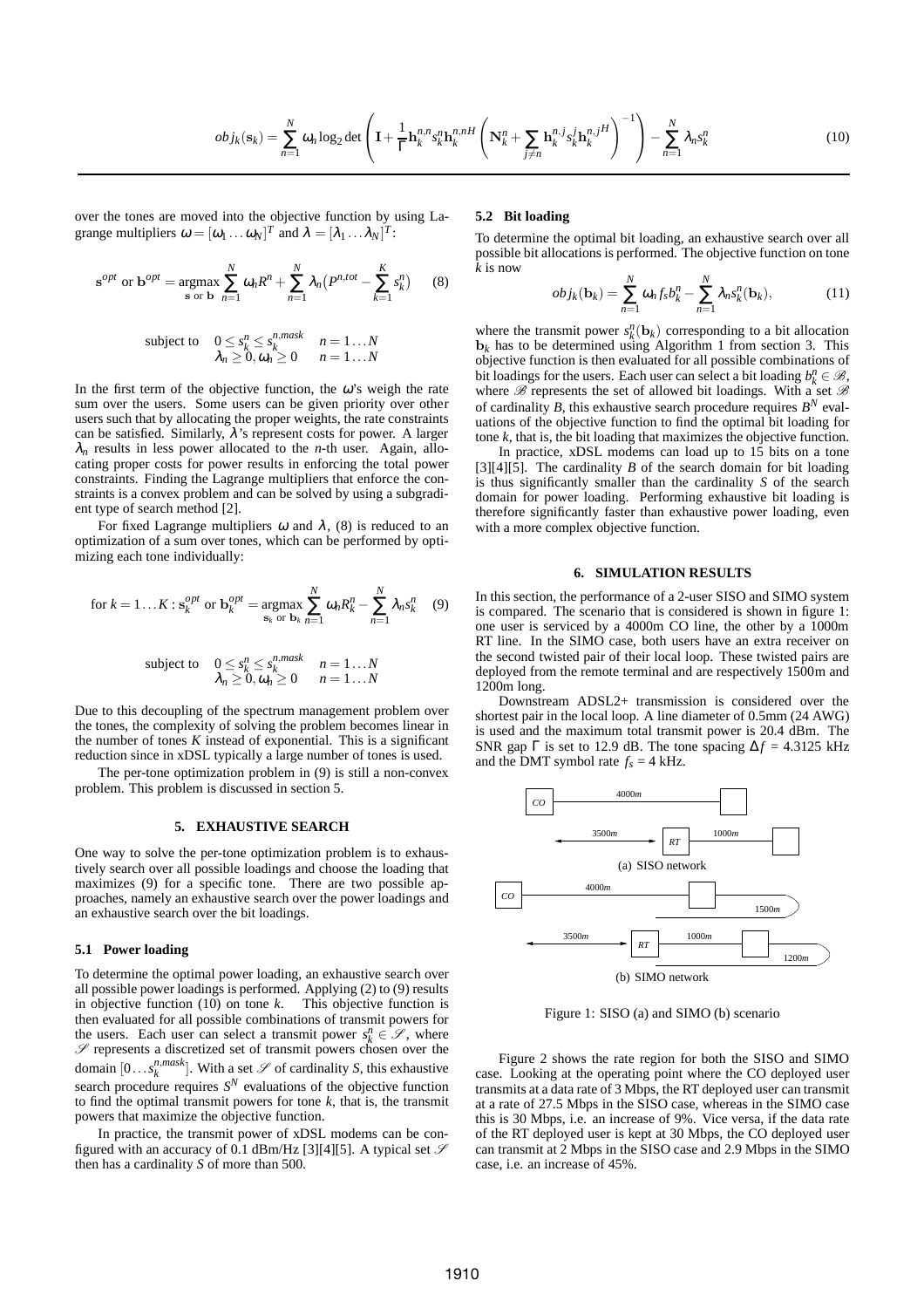$$obj_k(\mathbf{s}_k) = \sum_{n=1}^{N} \omega_n \log_2 \det\left(\mathbf{I} + \frac{1}{\Gamma}\mathbf{h}_k^{n,n} s_k^n \mathbf{h}_k^{n,nH}\left(\mathbf{N}_k^n + \sum_{j \neq n} \mathbf{h}_k^{n,j} s_k^j \mathbf{h}_k^{n,jH}\right)^{-1}\right) - \sum_{n=1}^{N} \lambda_n s_k^n \quad (10)$$

over the tones are moved into the objective function by using Lagrange multipliers $\omega = [\omega_1 \ldots \omega_N]^T$ and $\lambda = [\lambda_1 \ldots \lambda_N]^T$:

$$\mathbf{s}^{opt} \text{ or } \mathbf{b}^{opt} = \underset{\mathbf{s} \text{ or } \mathbf{b}}{\operatorname{argmax}} \sum_{n=1}^{N} \omega_n R^n + \sum_{n=1}^{N} \lambda_n \big(P^{n,tot} - \sum_{k=1}^{K} s_k^n\big) \quad (8)$$

$$\text{subject to} \quad \begin{array}{ll} 0 \leq s_k^n \leq s_k^{n,mask} & n = 1 \ldots N \\ \lambda_n \geq 0, \omega_n \geq 0 & n = 1 \ldots N \end{array}$$

In the first term of the objective function, the $\omega$'s weigh the rate sum over the users. Some users can be given priority over other users such that by allocating the proper weights, the rate constraints can be satisfied. Similarly, $\lambda$'s represent costs for power. A larger $\lambda_n$ results in less power allocated to the $n$-th user. Again, allocating proper costs for power results in enforcing the total power constraints. Finding the Lagrange multipliers that enforce the constraints is a convex problem and can be solved by using a subgradient type of search method [2].

For fixed Lagrange multipliers $\omega$ and $\lambda$, (8) is reduced to an optimization of a sum over tones, which can be performed by optimizing each tone individually:

$$\text{for } k = 1 \ldots K : \mathbf{s}_k^{opt} \text{ or } \mathbf{b}_k^{opt} = \underset{\mathbf{s}_k \text{ or } \mathbf{b}_k}{\operatorname{argmax}} \sum_{n=1}^{N} \omega_n R_k^n - \sum_{n=1}^{N} \lambda_n s_k^n \quad (9)$$

$$\text{subject to} \quad \begin{array}{ll} 0 \leq s_k^n \leq s_k^{n,mask} & n = 1 \ldots N \\ \lambda_n \geq 0, \omega_n \geq 0 & n = 1 \ldots N \end{array}$$

Due to this decoupling of the spectrum management problem over the tones, the complexity of solving the problem becomes linear in the number of tones $K$ instead of exponential. This is a significant reduction since in xDSL typically a large number of tones is used.

The per-tone optimization problem in (9) is still a non-convex problem. This problem is discussed in section 5.

## 5. EXHAUSTIVE SEARCH

One way to solve the per-tone optimization problem is to exhaustively search over all possible loadings and choose the loading that maximizes (9) for a specific tone. There are two possible approaches, namely an exhaustive search over the power loadings and an exhaustive search over the bit loadings.

### 5.1 Power loading

To determine the optimal power loading, an exhaustive search over all possible power loadings is performed. Applying (2) to (9) results in objective function (10) on tone $k$. This objective function is then evaluated for all possible combinations of transmit powers for the users. Each user can select a transmit power $s_k^n \in \mathscr{S}$, where $\mathscr{S}$ represents a discretized set of transmit powers chosen over the domain $[0 \ldots s_k^{n,mask}]$. With a set $\mathscr{S}$ of cardinality $S$, this exhaustive search procedure requires $S^N$ evaluations of the objective function to find the optimal transmit powers for tone $k$, that is, the transmit powers that maximize the objective function.

In practice, the transmit power of xDSL modems can be configured with an accuracy of 0.1 dBm/Hz [3][4][5]. A typical set $\mathscr{S}$ then has a cardinality $S$ of more than 500.

### 5.2 Bit loading

To determine the optimal bit loading, an exhaustive search over all possible bit allocations is performed. The objective function on tone $k$ is now

$$obj_k(\mathbf{b}_k) = \sum_{n=1}^{N} \omega_n f_s b_k^n - \sum_{n=1}^{N} \lambda_n s_k^n(\mathbf{b}_k), \quad (11)$$

where the transmit power $s_k^n(\mathbf{b}_k)$ corresponding to a bit allocation $\mathbf{b}_k$ has to be determined using Algorithm 1 from section 3. This objective function is then evaluated for all possible combinations of bit loadings for the users. Each user can select a bit loading $b_k^n \in \mathscr{B}$, where $\mathscr{B}$ represents the set of allowed bit loadings. With a set $\mathscr{B}$ of cardinality $B$, this exhaustive search procedure requires $B^N$ evaluations of the objective function to find the optimal bit loading for tone $k$, that is, the bit loading that maximizes the objective function.

In practice, xDSL modems can load up to 15 bits on a tone [3][4][5]. The cardinality $B$ of the search domain for bit loading is thus significantly smaller than the cardinality $S$ of the search domain for power loading. Performing exhaustive bit loading is therefore significantly faster than exhaustive power loading, even with a more complex objective function.

## 6. SIMULATION RESULTS

In this section, the performance of a 2-user SISO and SIMO system is compared. The scenario that is considered is shown in figure 1: one user is serviced by a 4000m CO line, the other by a 1000m RT line. In the SIMO case, both users have an extra receiver on the second twisted pair of their local loop. These twisted pairs are deployed from the remote terminal and are respectively 1500m and 1200m long.

Downstream ADSL2+ transmission is considered over the shortest pair in the local loop. A line diameter of 0.5mm (24 AWG) is used and the maximum total transmit power is 20.4 dBm. The SNR gap $\Gamma$ is set to 12.9 dB. The tone spacing $\Delta f$ = 4.3125 kHz and the DMT symbol rate $f_s$ = 4 kHz.

(a) SISO network

(b) SIMO network

Figure 1: SISO (a) and SIMO (b) scenario

Figure 2 shows the rate region for both the SISO and SIMO case. Looking at the operating point where the CO deployed user transmits at a data rate of 3 Mbps, the RT deployed user can transmit at a rate of 27.5 Mbps in the SISO case, whereas in the SIMO case this is 30 Mbps, i.e. an increase of 9%. Vice versa, if the data rate of the RT deployed user is kept at 30 Mbps, the CO deployed user can transmit at 2 Mbps in the SISO case and 2.9 Mbps in the SIMO case, i.e. an increase of 45%.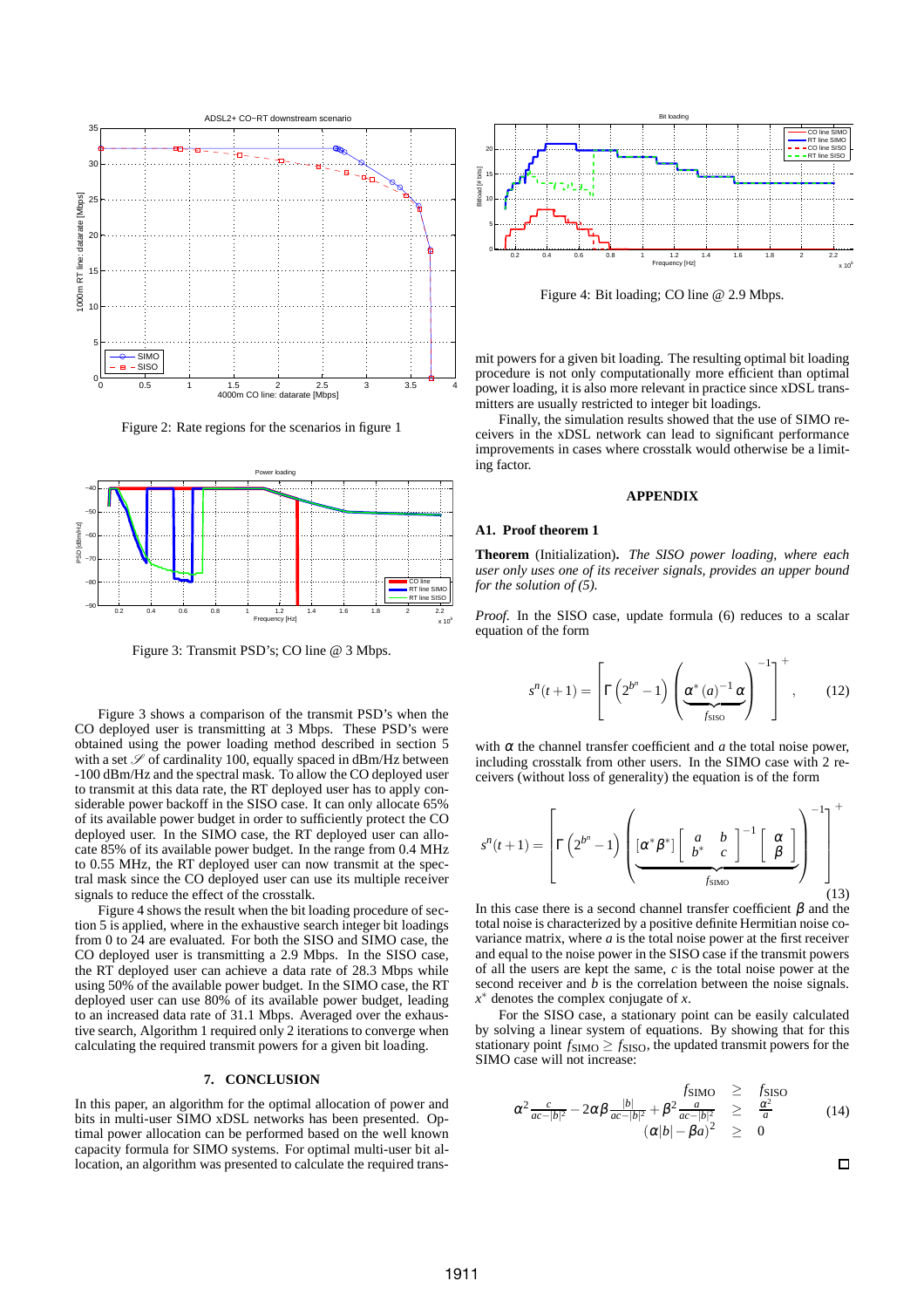Figure 2: Rate regions for the scenarios in figure 1

Figure 3: Transmit PSD's; CO line @ 3 Mbps.

Figure 3 shows a comparison of the transmit PSD's when the CO deployed user is transmitting at 3 Mbps. These PSD's were obtained using the power loading method described in section 5 with a set $\mathscr{S}$ of cardinality 100, equally spaced in dBm/Hz between -100 dBm/Hz and the spectral mask. To allow the CO deployed user to transmit at this data rate, the RT deployed user has to apply considerable power backoff in the SISO case. It can only allocate 65% of its available power budget in order to sufficiently protect the CO deployed user. In the SIMO case, the RT deployed user can allocate 85% of its available power budget. In the range from 0.4 MHz to 0.55 MHz, the RT deployed user can now transmit at the spectral mask since the CO deployed user can use its multiple receiver signals to reduce the effect of the crosstalk.

Figure 4 shows the result when the bit loading procedure of section 5 is applied, where in the exhaustive search integer bit loadings from 0 to 24 are evaluated. For both the SISO and SIMO case, the CO deployed user is transmitting a 2.9 Mbps. In the SISO case, the RT deployed user can achieve a data rate of 28.3 Mbps while using 50% of the available power budget. In the SIMO case, the RT deployed user can use 80% of its available power budget, leading to an increased data rate of 31.1 Mbps. Averaged over the exhaustive search, Algorithm 1 required only 2 iterations to converge when calculating the required transmit powers for a given bit loading.

## 7. CONCLUSION

In this paper, an algorithm for the optimal allocation of power and bits in multi-user SIMO xDSL networks has been presented. Optimal power allocation can be performed based on the well known capacity formula for SIMO systems. For optimal multi-user bit allocation, an algorithm was presented to calculate the required transmit powers for a given bit loading. The resulting optimal bit loading procedure is not only computationally more efficient than optimal power loading, it is also more relevant in practice since xDSL transmitters are usually restricted to integer bit loadings.

Finally, the simulation results showed that the use of SIMO receivers in the xDSL network can lead to significant performance improvements in cases where crosstalk would otherwise be a limiting factor.

Figure 4: Bit loading; CO line @ 2.9 Mbps.

## APPENDIX

### A1. Proof theorem 1

**Theorem** (Initialization). *The SISO power loading, where each user only uses one of its receiver signals, provides an upper bound for the solution of (5).*

*Proof.* In the SISO case, update formula (6) reduces to a scalar equation of the form

$$s^n(t+1) = \left[ \Gamma\left(2^{b^n}-1\right) \left( \underbrace{\alpha^* (a)^{-1} \alpha}_{f_{\mathrm{SISO}}} \right)^{-1} \right]^+, \qquad (12)$$

with $\alpha$ the channel transfer coefficient and $a$ the total noise power, including crosstalk from other users. In the SIMO case with 2 receivers (without loss of generality) the equation is of the form

$$s^n(t+1) = \left[ \Gamma\left(2^{b^n}-1\right) \left( \underbrace{[\alpha^* \beta^*] \begin{bmatrix} a & b \\ b^* & c \end{bmatrix}^{-1} \begin{bmatrix} \alpha \\ \beta \end{bmatrix}}_{f_{\mathrm{SIMO}}} \right)^{-1} \right]^+ \qquad (13)$$

In this case there is a second channel transfer coefficient $\beta$ and the total noise is characterized by a positive definite Hermitian noise covariance matrix, where $a$ is the total noise power at the first receiver and equal to the noise power in the SISO case if the transmit powers of all the users are kept the same, $c$ is the total noise power at the second receiver and $b$ is the correlation between the noise signals. $x^*$ denotes the complex conjugate of $x$.

For the SISO case, a stationary point can be easily calculated by solving a linear system of equations. By showing that for this stationary point $f_{\mathrm{SIMO}} \geq f_{\mathrm{SISO}}$, the updated transmit powers for the SIMO case will not increase:

$$\begin{array}{rcl} f_{\mathrm{SIMO}} & \geq & f_{\mathrm{SISO}} \\ \alpha^2 \frac{c}{ac-|b|^2} - 2\alpha\beta\frac{|b|}{ac-|b|^2} + \beta^2 \frac{a}{ac-|b|^2} & \geq & \frac{\alpha^2}{a} \\ (\alpha|b| - \beta a)^2 & \geq & 0 \end{array} \qquad (14)$$

□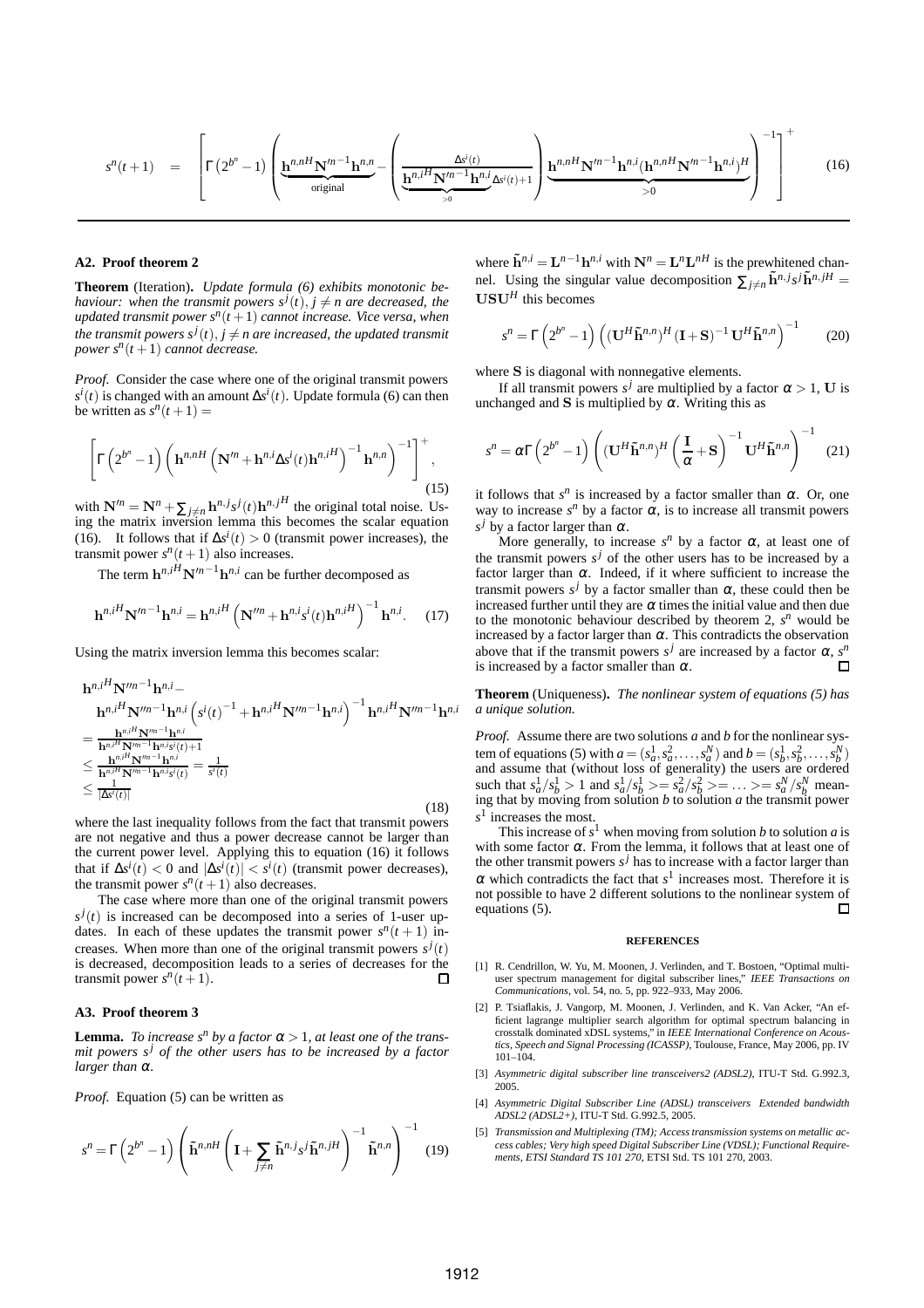$$s^n(t+1) = \left[\Gamma\left(2^{b^n}-1\right)\left(\underbrace{\mathbf{h}^{n,nH}\mathbf{N}'^{n-1}\mathbf{h}^{n,n}}_{\text{original}} - \left(\frac{\Delta s^i(t)}{\underbrace{\mathbf{h}^{n,i^H}\mathbf{N}'^{n-1}\mathbf{h}^{n,i}}_{>0}\Delta s^i(t)+1}\right)\underbrace{\mathbf{h}^{n,nH}\mathbf{N}'^{n-1}\mathbf{h}^{n,i}(\mathbf{h}^{n,nH}\mathbf{N}'^{n-1}\mathbf{h}^{n,i})^H}_{>0}\right)^{-1}\right]^+ \tag{16}$$

### A2. Proof theorem 2

**Theorem** (Iteration)**.** *Update formula (6) exhibits monotonic behaviour: when the transmit powers $s^j(t), j \neq n$ are decreased, the updated transmit power $s^n(t+1)$ cannot increase. Vice versa, when the transmit powers $s^j(t), j \neq n$ are increased, the updated transmit power $s^n(t+1)$ cannot decrease.*

*Proof.* Consider the case where one of the original transmit powers $s^i(t)$ is changed with an amount $\Delta s^i(t)$. Update formula (6) can then be written as $s^n(t+1) =$

$$\left[\Gamma\left(2^{b^n}-1\right)\left(\mathbf{h}^{n,nH}\left(\mathbf{N}'^n + \mathbf{h}^{n,i}\Delta s^i(t)\mathbf{h}^{n,i^H}\right)^{-1}\mathbf{h}^{n,n}\right)^{-1}\right]^+, \tag{15}$$

with $\mathbf{N}'^n = \mathbf{N}^n + \sum_{j\neq n}\mathbf{h}^{n,j}s^j(t)\mathbf{h}^{n,j^H}$ the original total noise. Using the matrix inversion lemma this becomes the scalar equation (16). It follows that if $\Delta s^i(t) > 0$ (transmit power increases), the transmit power $s^n(t+1)$ also increases.

The term $\mathbf{h}^{n,i^H}\mathbf{N}'^{n-1}\mathbf{h}^{n,i}$ can be further decomposed as

$$\mathbf{h}^{n,i^H}\mathbf{N}'^{n-1}\mathbf{h}^{n,i} = \mathbf{h}^{n,i^H}\left(\mathbf{N}''^n + \mathbf{h}^{n,i}s^i(t)\mathbf{h}^{n,i^H}\right)^{-1}\mathbf{h}^{n,i}. \tag{17}$$

Using the matrix inversion lemma this becomes scalar:

$$\begin{aligned}
&\mathbf{h}^{n,i^H}\mathbf{N}''^{n-1}\mathbf{h}^{n,i} - \\
&\quad \mathbf{h}^{n,i^H}\mathbf{N}''^{n-1}\mathbf{h}^{n,i}\left(s^i(t)^{-1} + \mathbf{h}^{n,i^H}\mathbf{N}''^{n-1}\mathbf{h}^{n,i}\right)^{-1}\mathbf{h}^{n,i^H}\mathbf{N}''^{n-1}\mathbf{h}^{n,i} \\
&= \frac{\mathbf{h}^{n,i^H}\mathbf{N}''^{n-1}\mathbf{h}^{n,i}}{\mathbf{h}^{n,i^H}\mathbf{N}''^{n-1}\mathbf{h}^{n,i}s^i(t)+1} \\
&\leq \frac{\mathbf{h}^{n,i^H}\mathbf{N}''^{n-1}\mathbf{h}^{n,i}}{\mathbf{h}^{n,i^H}\mathbf{N}''^{n-1}\mathbf{h}^{n,i}s^i(t)} = \frac{1}{s^i(t)} \\
&\leq \frac{1}{|\Delta s^i(t)|}
\end{aligned} \tag{18}$$

where the last inequality follows from the fact that transmit powers are not negative and thus a power decrease cannot be larger than the current power level. Applying this to equation (16) it follows that if $\Delta s^i(t) < 0$ and $|\Delta s^i(t)| < s^i(t)$ (transmit power decreases), the transmit power $s^n(t+1)$ also decreases.

The case where more than one of the original transmit powers $s^j(t)$ is increased can be decomposed into a series of 1-user updates. In each of these updates the transmit power $s^n(t+1)$ increases. When more than one of the original transmit powers $s^j(t)$ is decreased, decomposition leads to a series of decreases for the transmit power $s^n(t+1)$. □

### A3. Proof theorem 3

**Lemma.** *To increase $s^n$ by a factor $\alpha > 1$, at least one of the transmit powers $s^j$ of the other users has to be increased by a factor larger than $\alpha$.*

*Proof.* Equation (5) can be written as

$$s^n = \Gamma\left(2^{b^n}-1\right)\left(\tilde{\mathbf{h}}^{n,nH}\left(\mathbf{I} + \sum_{j\neq n}\tilde{\mathbf{h}}^{n,j}s^j\tilde{\mathbf{h}}^{n,jH}\right)^{-1}\tilde{\mathbf{h}}^{n,n}\right)^{-1} \tag{19}$$

where $\tilde{\mathbf{h}}^{n,i} = \mathbf{L}^{n-1}\mathbf{h}^{n,i}$ with $\mathbf{N}^n = \mathbf{L}^n\mathbf{L}^{nH}$ is the prewhitened channel. Using the singular value decomposition $\sum_{j\neq n}\tilde{\mathbf{h}}^{n,j}s^j\tilde{\mathbf{h}}^{n,jH} = \mathbf{U}\mathbf{S}\mathbf{U}^H$ this becomes

$$s^n = \Gamma\left(2^{b^n}-1\right)\left((\mathbf{U}^H\tilde{\mathbf{h}}^{n,n})^H(\mathbf{I}+\mathbf{S})^{-1}\mathbf{U}^H\tilde{\mathbf{h}}^{n,n}\right)^{-1} \tag{20}$$

where $\mathbf{S}$ is diagonal with nonnegative elements.

If all transmit powers $s^j$ are multiplied by a factor $\alpha > 1$, $\mathbf{U}$ is unchanged and $\mathbf{S}$ is multiplied by $\alpha$. Writing this as

$$s^n = \alpha\Gamma\left(2^{b^n}-1\right)\left((\mathbf{U}^H\tilde{\mathbf{h}}^{n,n})^H\left(\frac{\mathbf{I}}{\alpha}+\mathbf{S}\right)^{-1}\mathbf{U}^H\tilde{\mathbf{h}}^{n,n}\right)^{-1} \tag{21}$$

it follows that $s^n$ is increased by a factor smaller than $\alpha$. Or, one way to increase $s^n$ by a factor $\alpha$, is to increase all transmit powers $s^j$ by a factor larger than $\alpha$.

More generally, to increase $s^n$ by a factor $\alpha$, at least one of the transmit powers $s^j$ of the other users has to be increased by a factor larger than $\alpha$. Indeed, if it where sufficient to increase the transmit powers $s^j$ by a factor smaller than $\alpha$, these could then be increased further until they are $\alpha$ times the initial value and then due to the monotonic behaviour described by theorem 2, $s^n$ would be increased by a factor larger than $\alpha$. This contradicts the observation above that if the transmit powers $s^j$ are increased by a factor $\alpha$, $s^n$ is increased by a factor smaller than $\alpha$. □

**Theorem** (Uniqueness)**.** *The nonlinear system of equations (5) has a unique solution.*

*Proof.* Assume there are two solutions $a$ and $b$ for the nonlinear system of equations (5) with $a = (s_a^1, s_a^2, \ldots, s_a^N)$ and $b = (s_b^1, s_b^2, \ldots, s_b^N)$ and assume that (without loss of generality) the users are ordered such that $s_a^1/s_b^1 > 1$ and $s_a^1/s_b^1 >= s_a^2/s_b^2 >= \ldots >= s_a^N/s_b^N$ meaning that by moving from solution $b$ to solution $a$ the transmit power $s^1$ increases the most.

This increase of $s^1$ when moving from solution $b$ to solution $a$ is with some factor $\alpha$. From the lemma, it follows that at least one of the other transmit powers $s^j$ has to increase with a factor larger than $\alpha$ which contradicts the fact that $s^1$ increases most. Therefore it is not possible to have 2 different solutions to the nonlinear system of equations (5). □

#### REFERENCES

[1] R. Cendrillon, W. Yu, M. Moonen, J. Verlinden, and T. Bostoen, "Optimal multi-user spectrum management for digital subscriber lines," *IEEE Transactions on Communications*, vol. 54, no. 5, pp. 922–933, May 2006.

[2] P. Tsiaflakis, J. Vangorp, M. Moonen, J. Verlinden, and K. Van Acker, "An efficient lagrange multiplier search algorithm for optimal spectrum balancing in crosstalk dominated xDSL systems," in *IEEE International Conference on Acoustics, Speech and Signal Processing (ICASSP)*, Toulouse, France, May 2006, pp. IV 101–104.

[3] *Asymmetric digital subscriber line transceivers2 (ADSL2)*, ITU-T Std. G.992.3, 2005.

[4] *Asymmetric Digital Subscriber Line (ADSL) transceivers Extended bandwidth ADSL2 (ADSL2+)*, ITU-T Std. G.992.5, 2005.

[5] *Transmission and Multiplexing (TM); Access transmission systems on metallic access cables; Very high speed Digital Subscriber Line (VDSL); Functional Requirements, ETSI Standard TS 101 270*, ETSI Std. TS 101 270, 2003.